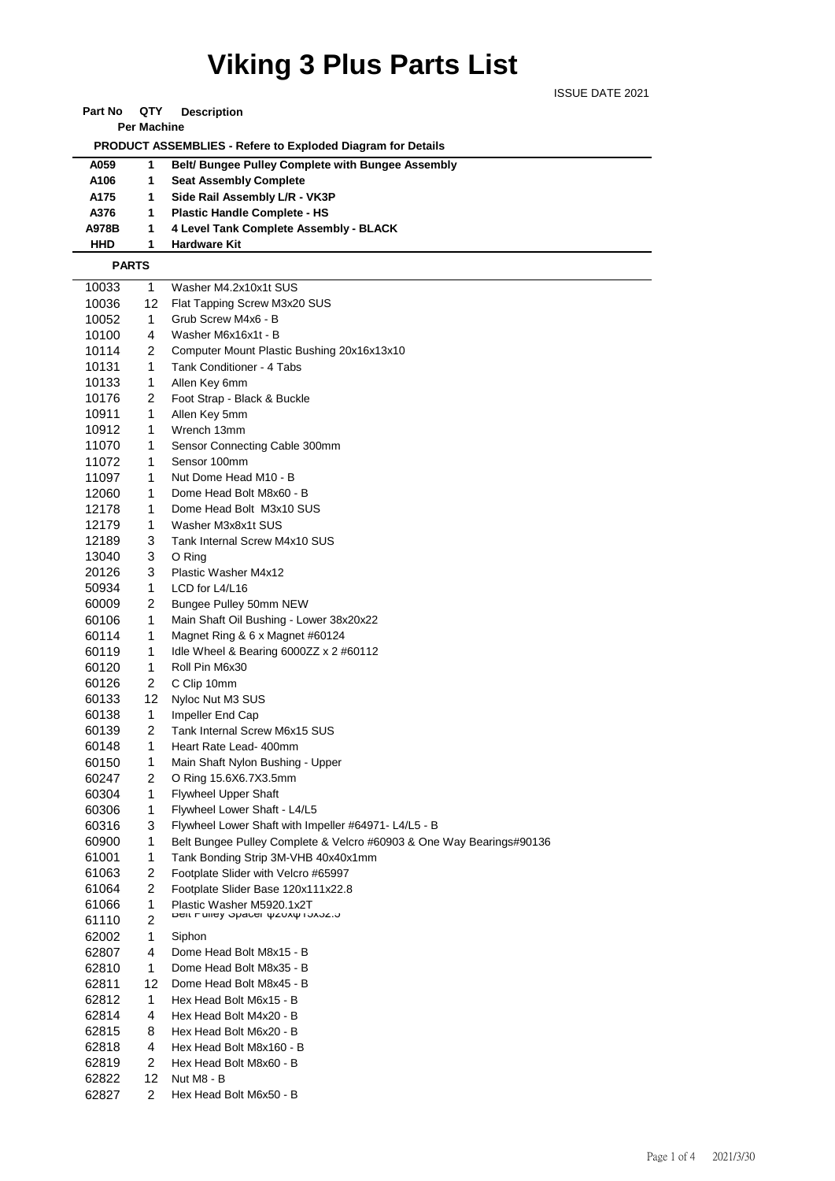# Viking 3 Plus Parts List

ISSUE DATE 2021

| Part No | QTY Per Machine | Description |
|---|---|---|
| **PRODUCT ASSEMBLIES - Refere to Exploded Diagram for Details** | | |
| **A059** | **1** | **Belt/ Bungee Pulley Complete with Bungee Assembly** |
| **A106** | **1** | **Seat Assembly Complete** |
| **A175** | **1** | **Side Rail Assembly L/R - VK3P** |
| **A376** | **1** | **Plastic Handle Complete - HS** |
| **A978B** | **1** | **4 Level Tank Complete Assembly - BLACK** |
| **HHD** | **1** | **Hardware Kit** |
| **PARTS** | | |
| 10033 | 1 | Washer M4.2x10x1t SUS |
| 10036 | 12 | Flat Tapping Screw M3x20 SUS |
| 10052 | 1 | Grub Screw M4x6 - B |
| 10100 | 4 | Washer M6x16x1t - B |
| 10114 | 2 | Computer Mount Plastic Bushing 20x16x13x10 |
| 10131 | 1 | Tank Conditioner - 4 Tabs |
| 10133 | 1 | Allen Key 6mm |
| 10176 | 2 | Foot Strap - Black & Buckle |
| 10911 | 1 | Allen Key 5mm |
| 10912 | 1 | Wrench 13mm |
| 11070 | 1 | Sensor Connecting Cable 300mm |
| 11072 | 1 | Sensor 100mm |
| 11097 | 1 | Nut Dome Head M10 - B |
| 12060 | 1 | Dome Head Bolt M8x60 - B |
| 12178 | 1 | Dome Head Bolt M3x10 SUS |
| 12179 | 1 | Washer M3x8x1t SUS |
| 12189 | 3 | Tank Internal Screw M4x10 SUS |
| 13040 | 3 | O Ring |
| 20126 | 3 | Plastic Washer M4x12 |
| 50934 | 1 | LCD for L4/L16 |
| 60009 | 2 | Bungee Pulley 50mm NEW |
| 60106 | 1 | Main Shaft Oil Bushing - Lower 38x20x22 |
| 60114 | 1 | Magnet Ring & 6 x Magnet #60124 |
| 60119 | 1 | Idle Wheel & Bearing 6000ZZ x 2 #60112 |
| 60120 | 1 | Roll Pin M6x30 |
| 60126 | 2 | C Clip 10mm |
| 60133 | 12 | Nyloc Nut M3 SUS |
| 60138 | 1 | Impeller End Cap |
| 60139 | 2 | Tank Internal Screw M6x15 SUS |
| 60148 | 1 | Heart Rate Lead- 400mm |
| 60150 | 1 | Main Shaft Nylon Bushing - Upper |
| 60247 | 2 | O Ring 15.6X6.7X3.5mm |
| 60304 | 1 | Flywheel Upper Shaft |
| 60306 | 1 | Flywheel Lower Shaft - L4/L5 |
| 60316 | 3 | Flywheel Lower Shaft with Impeller #64971- L4/L5 - B |
| 60900 | 1 | Belt Bungee Pulley Complete & Velcro #60903 & One Way Bearings#90136 |
| 61001 | 1 | Tank Bonding Strip 3M-VHB 40x40x1mm |
| 61063 | 2 | Footplate Slider with Velcro #65997 |
| 61064 | 2 | Footplate Slider Base 120x111x22.8 |
| 61066 | 1 | Plastic Washer M5920.1x2T |
| 61110 | 2 | Belt Pulley Spacer φ20xφ15x32.5 |
| 62002 | 1 | Siphon |
| 62807 | 4 | Dome Head Bolt M8x15 - B |
| 62810 | 1 | Dome Head Bolt M8x35 - B |
| 62811 | 12 | Dome Head Bolt M8x45 - B |
| 62812 | 1 | Hex Head Bolt M6x15 - B |
| 62814 | 4 | Hex Head Bolt M4x20 - B |
| 62815 | 8 | Hex Head Bolt M6x20 - B |
| 62818 | 4 | Hex Head Bolt M8x160 - B |
| 62819 | 2 | Hex Head Bolt M8x60 - B |
| 62822 | 12 | Nut M8 - B |
| 62827 | 2 | Hex Head Bolt M6x50 - B |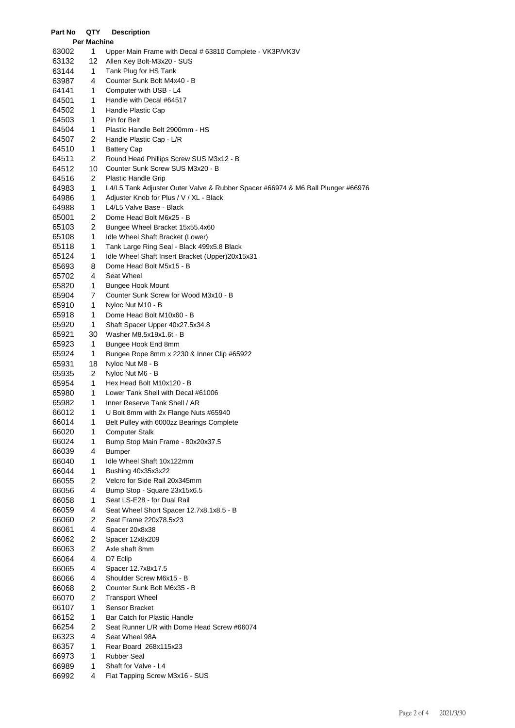| Part No | QTY Per Machine | Description |
|---|---|---|
| 63002 | 1 | Upper Main Frame with Decal # 63810 Complete - VK3P/VK3V |
| 63132 | 12 | Allen Key Bolt-M3x20 - SUS |
| 63144 | 1 | Tank Plug for HS Tank |
| 63987 | 4 | Counter Sunk Bolt M4x40 - B |
| 64141 | 1 | Computer with USB - L4 |
| 64501 | 1 | Handle with Decal #64517 |
| 64502 | 1 | Handle Plastic Cap |
| 64503 | 1 | Pin for Belt |
| 64504 | 1 | Plastic Handle Belt 2900mm - HS |
| 64507 | 2 | Handle Plastic Cap - L/R |
| 64510 | 1 | Battery Cap |
| 64511 | 2 | Round Head Phillips Screw SUS M3x12 - B |
| 64512 | 10 | Counter Sunk Screw SUS M3x20 - B |
| 64516 | 2 | Plastic Handle Grip |
| 64983 | 1 | L4/L5 Tank Adjuster Outer Valve & Rubber Spacer #66974 & M6 Ball Plunger #66976 |
| 64986 | 1 | Adjuster Knob for Plus / V / XL - Black |
| 64988 | 1 | L4/L5 Valve Base - Black |
| 65001 | 2 | Dome Head Bolt M6x25 - B |
| 65103 | 2 | Bungee Wheel Bracket 15x55.4x60 |
| 65108 | 1 | Idle Wheel Shaft Bracket (Lower) |
| 65118 | 1 | Tank Large Ring Seal - Black 499x5.8 Black |
| 65124 | 1 | Idle Wheel Shaft Insert Bracket (Upper)20x15x31 |
| 65693 | 8 | Dome Head Bolt M5x15 - B |
| 65702 | 4 | Seat Wheel |
| 65820 | 1 | Bungee Hook Mount |
| 65904 | 7 | Counter Sunk Screw for Wood M3x10 - B |
| 65910 | 1 | Nyloc Nut M10 - B |
| 65918 | 1 | Dome Head Bolt M10x60 - B |
| 65920 | 1 | Shaft Spacer Upper 40x27.5x34.8 |
| 65921 | 30 | Washer M8.5x19x1.6t - B |
| 65923 | 1 | Bungee Hook End 8mm |
| 65924 | 1 | Bungee Rope 8mm x 2230 & Inner Clip #65922 |
| 65931 | 18 | Nyloc Nut M8 - B |
| 65935 | 2 | Nyloc Nut M6 - B |
| 65954 | 1 | Hex Head Bolt M10x120 - B |
| 65980 | 1 | Lower Tank Shell with Decal #61006 |
| 65982 | 1 | Inner Reserve Tank Shell / AR |
| 66012 | 1 | U Bolt 8mm with 2x Flange Nuts #65940 |
| 66014 | 1 | Belt Pulley with 6000zz Bearings Complete |
| 66020 | 1 | Computer Stalk |
| 66024 | 1 | Bump Stop Main Frame - 80x20x37.5 |
| 66039 | 4 | Bumper |
| 66040 | 1 | Idle Wheel Shaft 10x122mm |
| 66044 | 1 | Bushing 40x35x3x22 |
| 66055 | 2 | Velcro for Side Rail 20x345mm |
| 66056 | 4 | Bump Stop - Square 23x15x6.5 |
| 66058 | 1 | Seat LS-E28 - for Dual Rail |
| 66059 | 4 | Seat Wheel Short Spacer 12.7x8.1x8.5 - B |
| 66060 | 2 | Seat Frame 220x78.5x23 |
| 66061 | 4 | Spacer 20x8x38 |
| 66062 | 2 | Spacer 12x8x209 |
| 66063 | 2 | Axle shaft 8mm |
| 66064 | 4 | D7 Eclip |
| 66065 | 4 | Spacer 12.7x8x17.5 |
| 66066 | 4 | Shoulder Screw M6x15 - B |
| 66068 | 2 | Counter Sunk Bolt M6x35 - B |
| 66070 | 2 | Transport Wheel |
| 66107 | 1 | Sensor Bracket |
| 66152 | 1 | Bar Catch for Plastic Handle |
| 66254 | 2 | Seat Runner L/R with Dome Head Screw #66074 |
| 66323 | 4 | Seat Wheel 98A |
| 66357 | 1 | Rear Board 268x115x23 |
| 66973 | 1 | Rubber Seal |
| 66989 | 1 | Shaft for Valve - L4 |
| 66992 | 4 | Flat Tapping Screw M3x16 - SUS |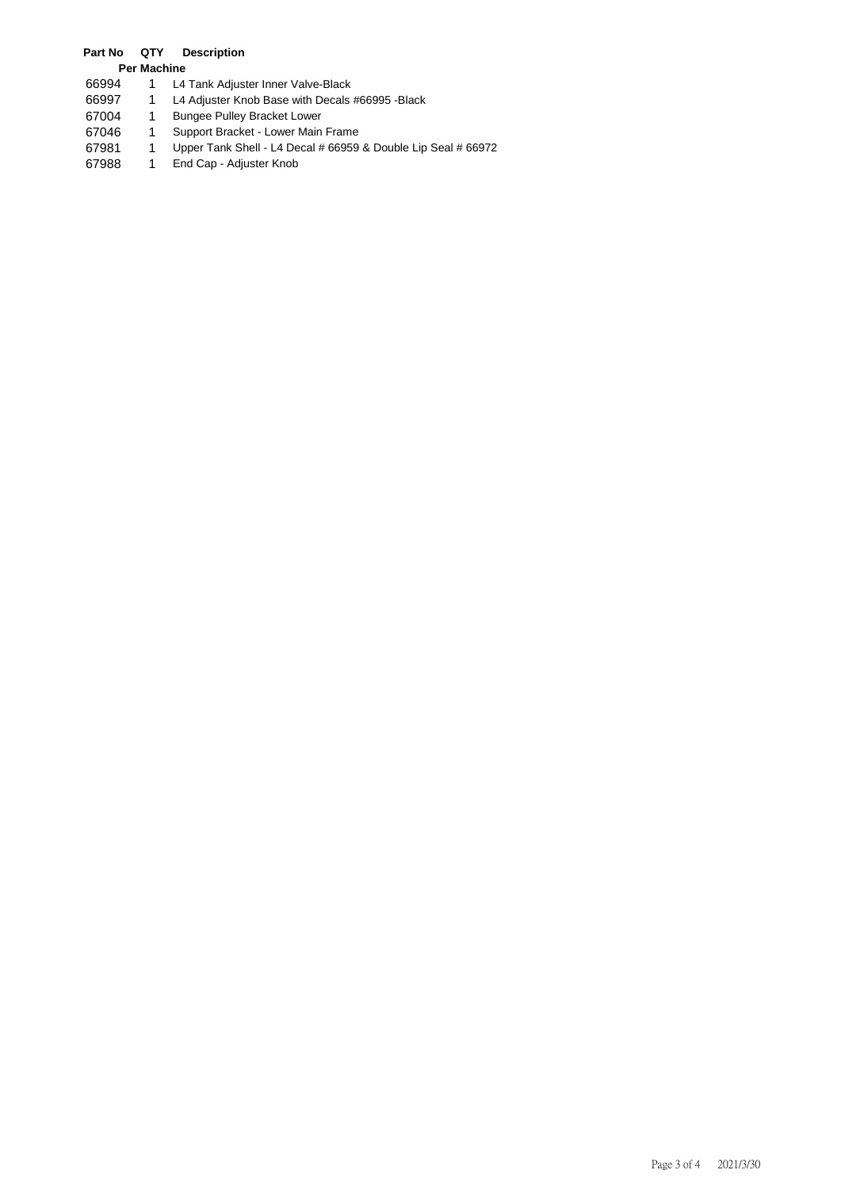| Part No | QTY Per Machine | Description |
| --- | --- | --- |
| 66994 | 1 | L4 Tank Adjuster Inner Valve-Black |
| 66997 | 1 | L4 Adjuster Knob Base with Decals #66995 -Black |
| 67004 | 1 | Bungee Pulley Bracket Lower |
| 67046 | 1 | Support Bracket - Lower Main Frame |
| 67981 | 1 | Upper Tank Shell - L4 Decal # 66959 & Double Lip Seal # 66972 |
| 67988 | 1 | End Cap - Adjuster Knob |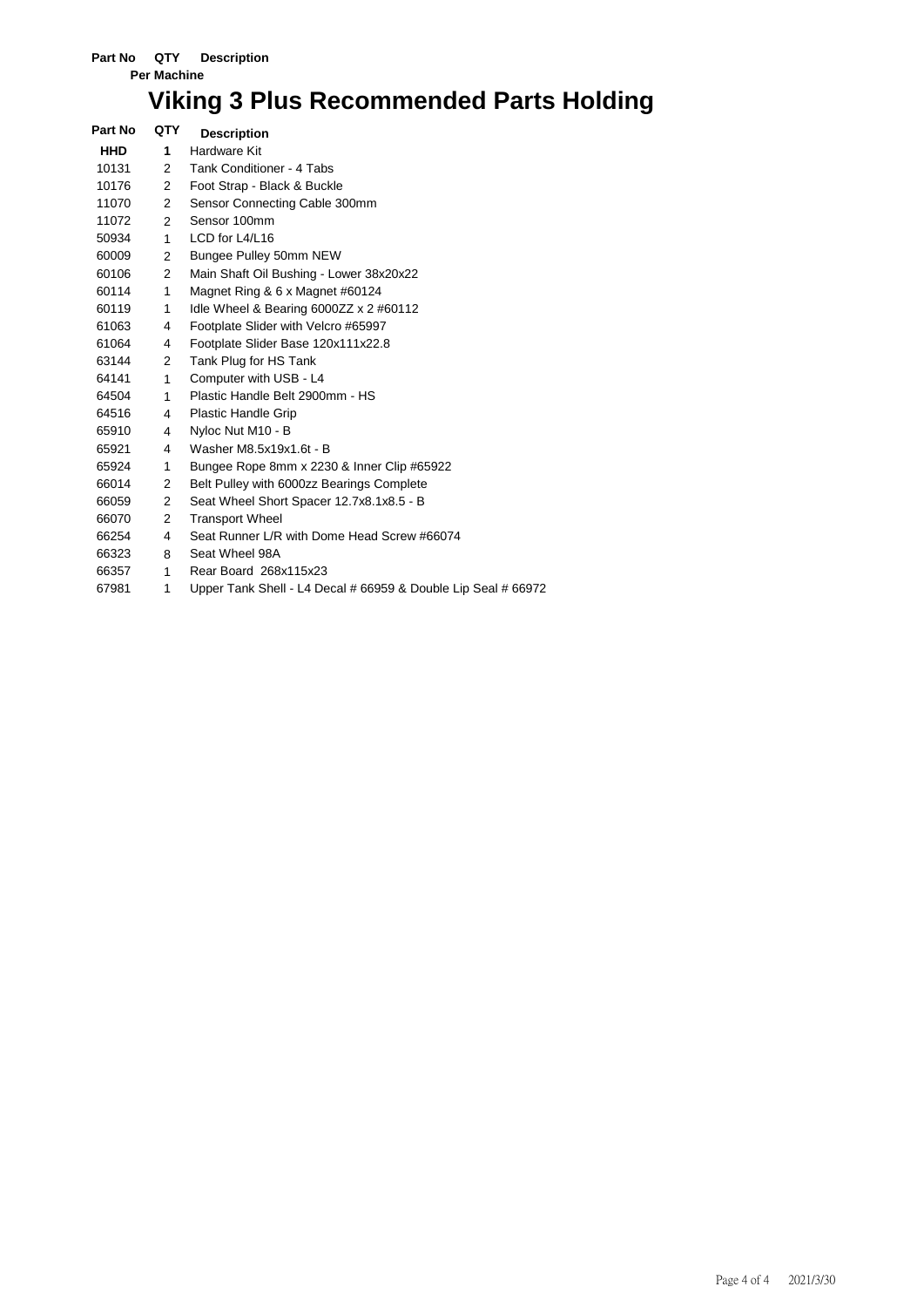**Part No QTY Description**
**Per Machine**

# Viking 3 Plus Recommended Parts Holding

| Part No | QTY | Description |
|---|---|---|
| **HHD** | **1** | Hardware Kit |
| 10131 | 2 | Tank Conditioner - 4 Tabs |
| 10176 | 2 | Foot Strap - Black & Buckle |
| 11070 | 2 | Sensor Connecting Cable 300mm |
| 11072 | 2 | Sensor 100mm |
| 50934 | 1 | LCD for L4/L16 |
| 60009 | 2 | Bungee Pulley 50mm NEW |
| 60106 | 2 | Main Shaft Oil Bushing - Lower 38x20x22 |
| 60114 | 1 | Magnet Ring & 6 x Magnet #60124 |
| 60119 | 1 | Idle Wheel & Bearing 6000ZZ x 2 #60112 |
| 61063 | 4 | Footplate Slider with Velcro #65997 |
| 61064 | 4 | Footplate Slider Base 120x111x22.8 |
| 63144 | 2 | Tank Plug for HS Tank |
| 64141 | 1 | Computer with USB - L4 |
| 64504 | 1 | Plastic Handle Belt 2900mm - HS |
| 64516 | 4 | Plastic Handle Grip |
| 65910 | 4 | Nyloc Nut M10 - B |
| 65921 | 4 | Washer M8.5x19x1.6t - B |
| 65924 | 1 | Bungee Rope 8mm x 2230 & Inner Clip #65922 |
| 66014 | 2 | Belt Pulley with 6000zz Bearings Complete |
| 66059 | 2 | Seat Wheel Short Spacer 12.7x8.1x8.5 - B |
| 66070 | 2 | Transport Wheel |
| 66254 | 4 | Seat Runner L/R with Dome Head Screw #66074 |
| 66323 | 8 | Seat Wheel 98A |
| 66357 | 1 | Rear Board 268x115x23 |
| 67981 | 1 | Upper Tank Shell - L4 Decal # 66959 & Double Lip Seal # 66972 |